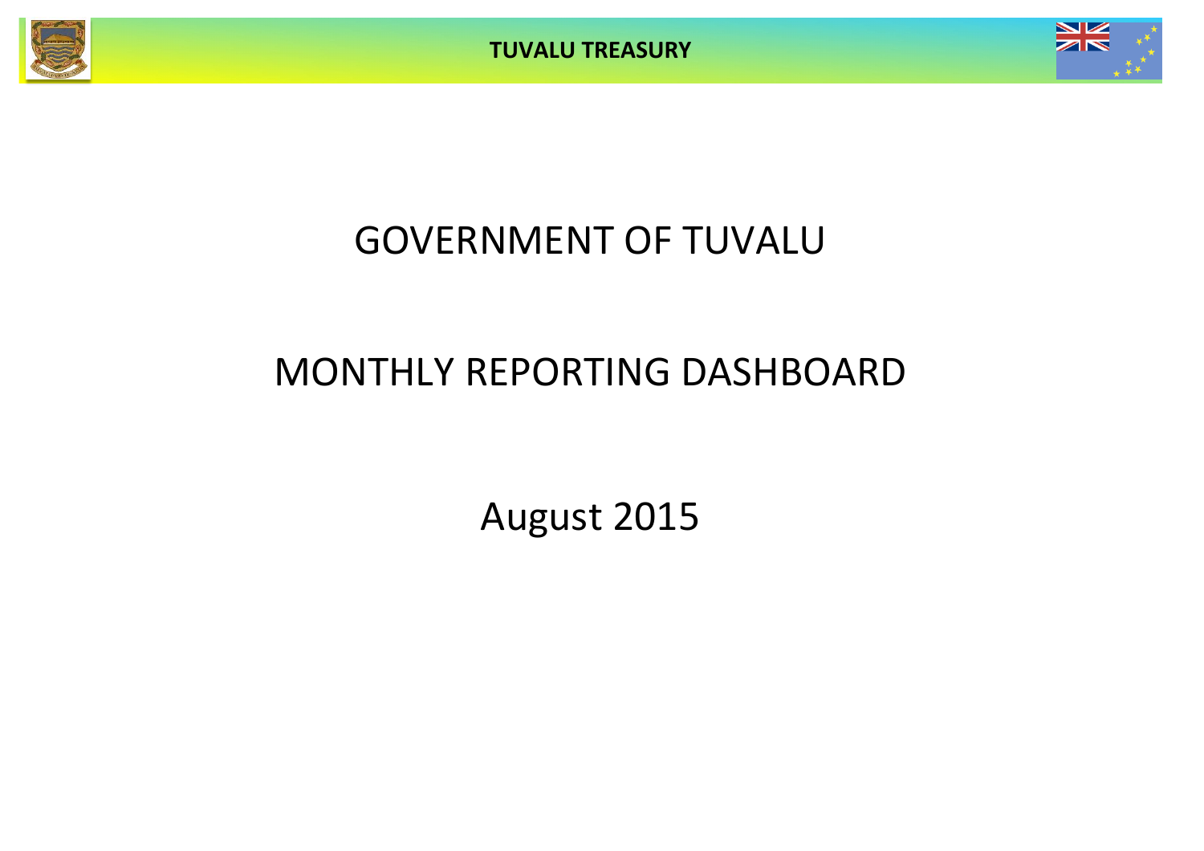# GOVERNMENT OF TUVALU

# MONTHLY REPORTING DASHBOARD

## August 2015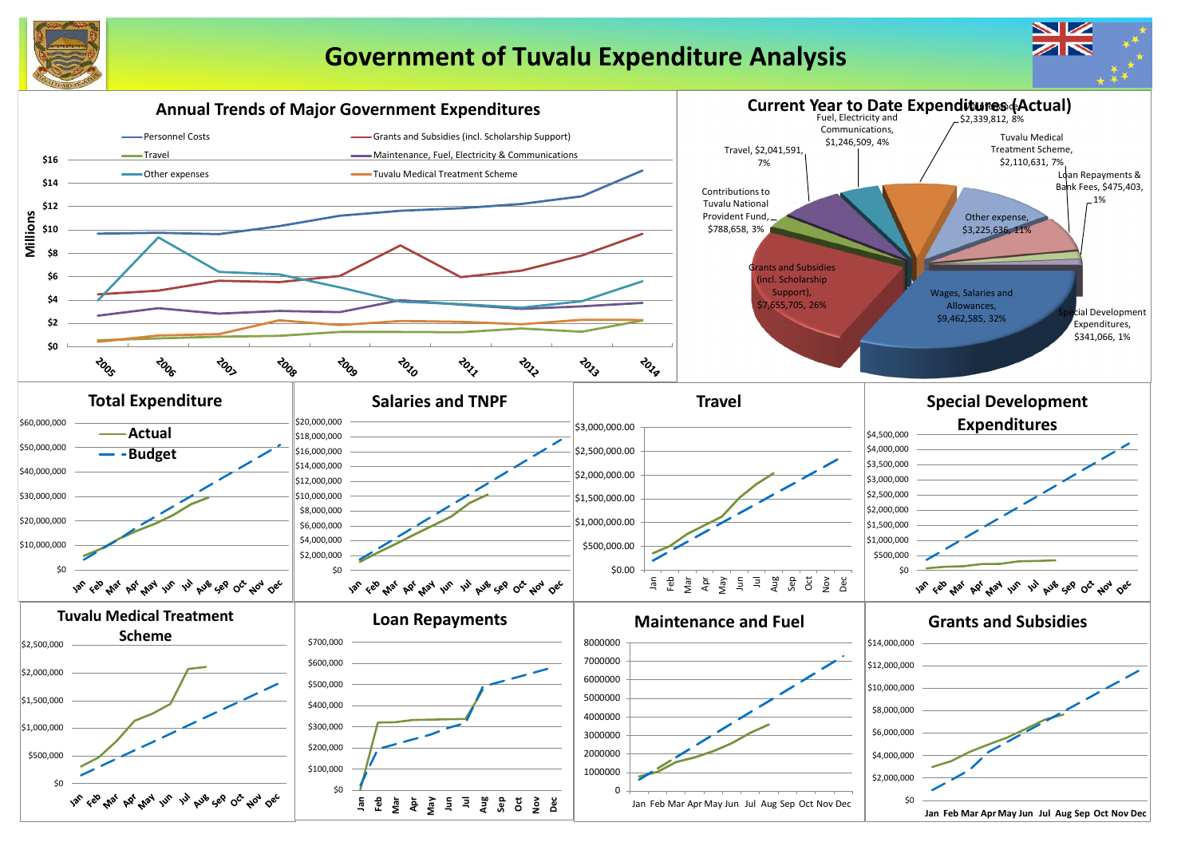# Government of Tuvalu Expenditure Analysis

## Annual Trends of Major Government Expenditures

Legend: Personnel Costs; Grants and Subsidies (incl. Scholarship Support); Travel; Maintenance, Fuel, Electricity & Communications; Other expenses; Tuvalu Medical Treatment Scheme

Millions: $0, $2, $4, $6, $8, $10, $12, $14, $16

Years: 2005, 2006, 2007, 2008, 2009, 2010, 2011, 2012, 2013, 2014

## Current Year to Date Expenditures (Actual)

| Category | Amount | Share |
|---|---|---|
| Wages, Salaries and Allowances | $9,462,585 | 32% |
| Grants and Subsidies (incl. Scholarship Support) | $7,655,705 | 26% |
| Contributions to Tuvalu National Provident Fund | $788,658 | 3% |
| Travel | $2,041,591 | 7% |
| Fuel, Electricity and Communications | $1,246,509 | 4% |
| Maintenance | $2,339,812 | 8% |
| Tuvalu Medical Treatment Scheme | $2,110,631 | 7% |
| Loan Repayments & Bank Fees | $475,403 | 1% |
| Other expense | $3,225,636 | 11% |
| Special Development Expenditures | $341,066 | 1% |

## Total Expenditure

Legend: Actual; Budget

$0 – $60,000,000; Jan – Dec

## Salaries and TNPF

$0 – $20,000,000; Jan – Dec

## Travel

$0.00 – $3,000,000.00; Jan – Dec

## Special Development Expenditures

$0 – $4,500,000; Jan – Dec

## Tuvalu Medical Treatment Scheme

$0 – $2,500,000; Jan – Dec

## Loan Repayments

$0 – $700,000; Jan – Dec

## Maintenance and Fuel

0 – 8000000; Jan – Dec

## Grants and Subsidies

$0 – $14,000,000; Jan – Dec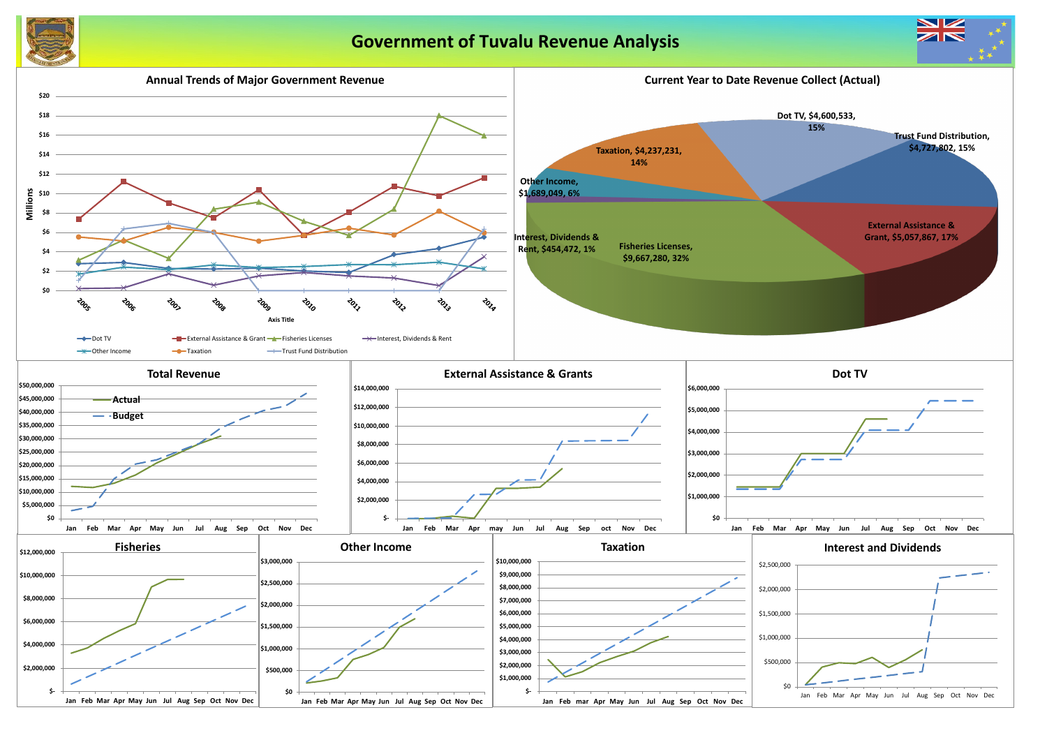# Government of Tuvalu Revenue Analysis

## Annual Trends of Major Government Revenue

Millions

$20, $18, $16, $14, $12, $10, $8, $6, $4, $2, $0

2005, 2006, 2007, 2008, 2009, 2010, 2011, 2012, 2013, 2014

Axis Title

Dot TV, External Assistance & Grant, Fisheries Licenses, Interest, Dividends & Rent, Other Income, Taxation, Trust Fund Distribution

## Current Year to Date Revenue Collect (Actual)

- Dot TV, $4,600,533, 15%
- Trust Fund Distribution, $4,727,802, 15%
- External Assistance & Grant, $5,057,867, 17%
- Fisheries Licenses, $9,667,280, 32%
- Interest, Dividends & Rent, $454,472, 1%
- Other Income, $1,689,049, 6%
- Taxation, $4,237,231, 14%

## Total Revenue

Actual, Budget

$50,000,000, $45,000,000, $40,000,000, $35,000,000, $30,000,000, $25,000,000, $20,000,000, $15,000,000, $10,000,000, $5,000,000, $0

Jan, Feb, Mar, Apr, May, Jun, Jul, Aug, Sep, Oct, Nov, Dec

## External Assistance & Grants

$14,000,000, $12,000,000, $10,000,000, $8,000,000, $6,000,000, $4,000,000, $2,000,000, $-

Jan, Feb, Mar, Apr, may, Jun, Jul, Aug, Sep, oct, Nov, Dec

## Dot TV

$6,000,000, $5,000,000, $4,000,000, $3,000,000, $2,000,000, $1,000,000, $0

Jan, Feb, Mar, Apr, May, Jun, Jul, Aug, Sep, Oct, Nov, Dec

## Fisheries

$12,000,000, $10,000,000, $8,000,000, $6,000,000, $4,000,000, $2,000,000, $-

Jan, Feb, Mar, Apr, May, Jun, Jul, Aug, Sep, Oct, Nov, Dec

## Other Income

$3,000,000, $2,500,000, $2,000,000, $1,500,000, $1,000,000, $500,000, $0

Jan, Feb, Mar, Apr, May, Jun, Jul, Aug, Sep, Oct, Nov, Dec

## Taxation

$10,000,000, $9,000,000, $8,000,000, $7,000,000, $6,000,000, $5,000,000, $4,000,000, $3,000,000, $2,000,000, $1,000,000, $-

Jan, Feb, mar, Apr, May, Jun, Jul, Aug, Sep, Oct, Nov, Dec

## Interest and Dividends

$2,500,000, $2,000,000, $1,500,000, $1,000,000, $500,000, $0

Jan, Feb, Mar, Apr, May, Jun, Jul, Aug, Sep, Oct, Nov, Dec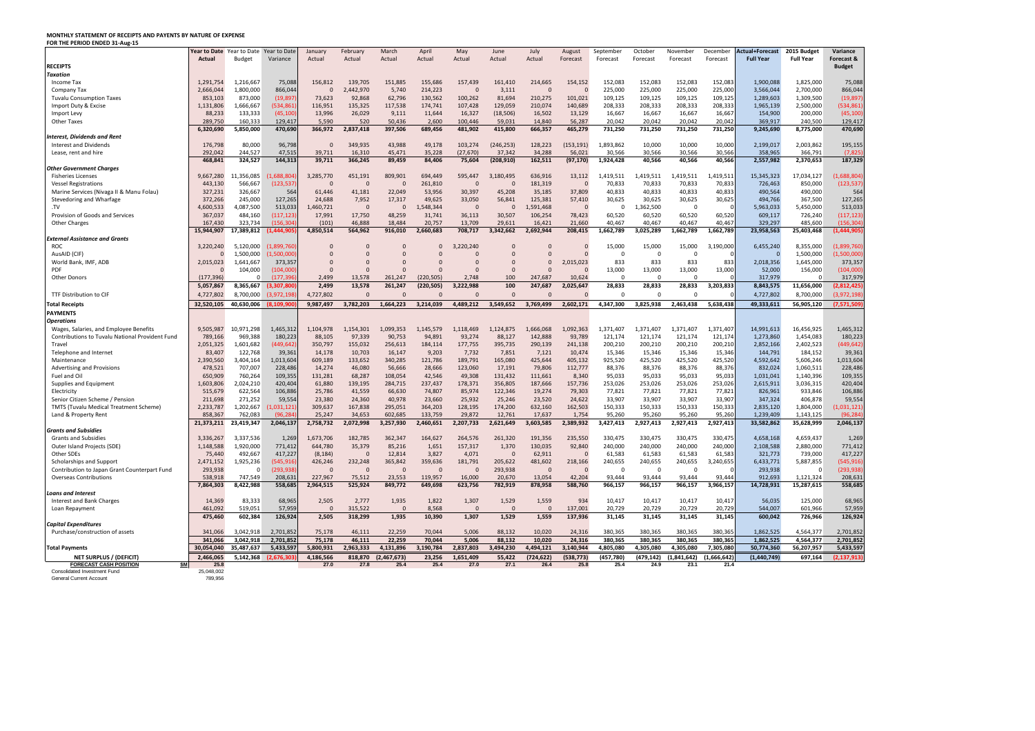**MONTHLY STATEMENT OF RECEIPTS AND PAYENTS BY NATURE OF EXPENSE**
**FOR THE PERIOD ENDED 31-Aug-15**

| | Year to Date Actual | Year to Date Budget | Year to Date Variance | January Actual | February Actual | March Actual | April Actual | May Actual | June Actual | July Actual | August Forecast | September Forecast | October Forecast | November Forecast | December Forecast | Actual+Forecast Full Year | 2015 Budget Full Year | Variance Forecast & Budget |
|---|---|---|---|---|---|---|---|---|---|---|---|---|---|---|---|---|---|---|
| **RECEIPTS** | | | | | | | | | | | | | | | | | | |
| ***Taxation*** | | | | | | | | | | | | | | | | | | |
| Income Tax | 1,291,754 | 1,216,667 | 75,088 | 156,812 | 139,705 | 151,885 | 155,686 | 157,439 | 161,410 | 214,665 | 154,152 | 152,083 | 152,083 | 152,083 | 152,083 | 1,900,088 | 1,825,000 | 75,088 |
| Company Tax | 2,666,044 | 1,800,000 | 866,044 | 0 | 2,442,970 | 5,740 | 214,223 | 0 | 3,111 | 0 | 0 | 225,000 | 225,000 | 225,000 | 225,000 | 3,566,044 | 2,700,000 | 866,044 |
| Tuvalu Consumption Taxes | 853,103 | 873,000 | (19,897) | 73,623 | 92,868 | 62,796 | 130,562 | 100,262 | 81,694 | 210,275 | 101,021 | 109,125 | 109,125 | 109,125 | 109,125 | 1,289,603 | 1,309,500 | (19,897) |
| Import Duty & Excise | 1,131,806 | 1,666,667 | (534,861) | 116,951 | 135,325 | 117,538 | 174,741 | 107,428 | 129,059 | 210,074 | 140,689 | 208,333 | 208,333 | 208,333 | 208,333 | 1,965,139 | 2,500,000 | (534,861) |
| Import Levy | 88,233 | 133,333 | (45,100) | 13,996 | 26,029 | 9,111 | 11,644 | 16,327 | (18,506) | 16,502 | 13,129 | 16,667 | 16,667 | 16,667 | 16,667 | 154,900 | 200,000 | (45,100) |
| Other Taxes | 289,750 | 160,333 | 129,417 | 5,590 | 520 | 50,436 | 2,600 | 100,446 | 59,031 | 14,840 | 56,287 | 20,042 | 20,042 | 20,042 | 20,042 | 369,917 | 240,500 | 129,417 |
| | 6,320,690 | 5,850,000 | 470,690 | 366,972 | 2,837,418 | 397,506 | 689,456 | 481,902 | 415,800 | 666,357 | 465,279 | 731,250 | 731,250 | 731,250 | 731,250 | 9,245,690 | 8,775,000 | 470,690 |
| ***Interest, Dividends and Rent*** | | | | | | | | | | | | | | | | | | |
| Interest and Dividends | 176,798 | 80,000 | 96,798 | 0 | 349,935 | 43,988 | 49,178 | 103,274 | (246,253) | 128,223 | (153,191) | 1,893,862 | 10,000 | 10,000 | 10,000 | 2,199,017 | 2,003,862 | 195,155 |
| Lease, rent and hire | 292,042 | 244,527 | 47,515 | 39,711 | 16,310 | 45,471 | 35,228 | (27,670) | 37,342 | 34,288 | 56,021 | 30,566 | 30,566 | 30,566 | 30,566 | 358,965 | 366,791 | (7,825) |
| | 468,841 | 324,527 | 144,313 | 39,711 | 366,245 | 89,459 | 84,406 | 75,604 | (208,910) | 162,511 | (97,170) | 1,924,428 | 40,566 | 40,566 | 40,566 | 2,557,982 | 2,370,653 | 187,329 |
| ***Other Government Charges*** | | | | | | | | | | | | | | | | | | |
| Fisheries Licenses | 9,667,280 | 11,356,085 | (1,688,804) | 3,285,770 | 451,191 | 809,901 | 694,449 | 595,447 | 3,180,495 | 636,916 | 13,112 | 1,419,511 | 1,419,511 | 1,419,511 | 1,419,511 | 15,345,323 | 17,034,127 | (1,688,804) |
| Vessel Registrations | 443,130 | 566,667 | (123,537) | 0 | 0 | 0 | 261,810 | 0 | 0 | 181,319 | 0 | 70,833 | 70,833 | 70,833 | 70,833 | 726,463 | 850,000 | (123,537) |
| Marine Services (Nivaga II & Manu Folau) | 327,231 | 326,667 | 564 | 61,446 | 41,181 | 22,049 | 53,956 | 30,397 | 45,208 | 35,185 | 37,809 | 40,833 | 40,833 | 40,833 | 40,833 | 490,564 | 490,000 | 564 |
| Stevedoring and Wharfage | 372,266 | 245,000 | 127,265 | 24,688 | 7,952 | 17,317 | 49,625 | 33,050 | 56,841 | 125,381 | 57,410 | 30,625 | 30,625 | 30,625 | 30,625 | 494,766 | 367,500 | 127,265 |
| .TV | 4,600,533 | 4,087,500 | 513,033 | 1,460,721 | 0 | 0 | 1,548,344 | 0 | 0 | 1,591,468 | 0 | 0 | 1,362,500 | 0 | 0 | 5,963,033 | 5,450,000 | 513,033 |
| Provision of Goods and Services | 367,037 | 484,160 | (117,123) | 17,991 | 17,750 | 48,259 | 31,741 | 36,113 | 30,507 | 106,254 | 78,423 | 60,520 | 60,520 | 60,520 | 60,520 | 609,117 | 726,240 | (117,123) |
| Other Charges | 167,430 | 323,734 | (156,304) | (101) | 46,888 | 18,484 | 20,757 | 13,709 | 29,611 | 16,421 | 21,660 | 40,467 | 40,467 | 40,467 | 40,467 | 329,297 | 485,600 | (156,304) |
| | 15,944,907 | 17,389,812 | (1,444,905) | 4,850,514 | 564,962 | 916,010 | 2,660,683 | 708,717 | 3,342,662 | 2,692,944 | 208,415 | 1,662,789 | 3,025,289 | 1,662,789 | 1,662,789 | 23,958,563 | 25,403,468 | (1,444,905) |
| ***External Assistance and Grants*** | | | | | | | | | | | | | | | | | | |
| ROC | 3,220,240 | 5,120,000 | (1,899,760) | 0 | 0 | 0 | 0 | 3,220,240 | 0 | 0 | 0 | 15,000 | 15,000 | 15,000 | 3,190,000 | 6,455,240 | 8,355,000 | (1,899,760) |
| AusAID (CIF) | 0 | 1,500,000 | (1,500,000) | 0 | 0 | 0 | 0 | 0 | 0 | 0 | 0 | 0 | 0 | 0 | 0 | 0 | 1,500,000 | (1,500,000) |
| World Bank, IMF, ADB | 2,015,023 | 1,641,667 | 373,357 | 0 | 0 | 0 | 0 | 0 | 0 | 0 | 2,015,023 | 833 | 833 | 833 | 833 | 2,018,356 | 1,645,000 | 373,357 |
| PDF | 0 | 104,000 | (104,000) | 0 | 0 | 0 | 0 | 0 | 0 | 0 | 0 | 13,000 | 13,000 | 13,000 | 13,000 | 52,000 | 156,000 | (104,000) |
| Other Donors | (177,396) | 0 | (177,396) | 2,499 | 13,578 | 261,247 | (220,505) | 2,748 | 100 | 247,687 | 10,624 | 0 | 0 | 0 | 0 | 317,979 | 0 | 317,979 |
| | 5,057,867 | 8,365,667 | (3,307,800) | 2,499 | 13,578 | 261,247 | (220,505) | 3,222,988 | 100 | 247,687 | 2,025,647 | 28,833 | 28,833 | 28,833 | 3,203,833 | 8,843,575 | 11,656,000 | (2,812,425) |
| TTF Distribution to CIF | 4,727,802 | 8,700,000 | (3,972,198) | 4,727,802 | 0 | 0 | 0 | 0 | 0 | 0 | 0 | 0 | 0 | 0 | 0 | 4,727,802 | 8,700,000 | (3,972,198) |
| **Total Receipts** | 32,520,105 | 40,630,006 | (8,109,900) | 9,987,497 | 3,782,203 | 1,664,223 | 3,214,039 | 4,489,212 | 3,549,652 | 3,769,499 | 2,602,171 | 4,347,300 | 3,825,938 | 2,463,438 | 5,638,438 | 49,333,611 | 56,905,120 | (7,571,509) |
| **PAYMENTS** | | | | | | | | | | | | | | | | | | |
| ***Operations*** | | | | | | | | | | | | | | | | | | |
| Wages, Salaries, and Employee Benefits | 9,505,987 | 10,971,298 | 1,465,312 | 1,104,978 | 1,154,301 | 1,099,353 | 1,145,579 | 1,118,469 | 1,124,875 | 1,666,068 | 1,092,363 | 1,371,407 | 1,371,407 | 1,371,407 | 1,371,407 | 14,991,613 | 16,456,925 | 1,465,312 |
| Contributions to Tuvalu National Provident Fund | 789,166 | 969,388 | 180,223 | 88,105 | 97,339 | 90,753 | 94,891 | 93,274 | 88,127 | 142,888 | 93,789 | 121,174 | 121,174 | 121,174 | 121,174 | 1,273,860 | 1,454,083 | 180,223 |
| Travel | 2,051,325 | 1,601,682 | (449,642) | 350,797 | 155,032 | 256,613 | 184,114 | 177,755 | 395,735 | 290,139 | 241,138 | 200,210 | 200,210 | 200,210 | 200,210 | 2,852,166 | 2,402,523 | (449,642) |
| Telephone and Internet | 83,407 | 122,768 | 39,361 | 14,178 | 10,703 | 16,147 | 9,203 | 7,732 | 7,851 | 7,121 | 10,474 | 15,346 | 15,346 | 15,346 | 15,346 | 144,791 | 184,152 | 39,361 |
| Maintenance | 2,390,560 | 3,404,164 | 1,013,604 | 609,189 | 133,652 | 340,285 | 121,786 | 189,791 | 165,080 | 425,644 | 405,132 | 925,520 | 425,520 | 425,520 | 425,520 | 4,592,642 | 5,606,246 | 1,013,604 |
| Advertising and Provisions | 478,521 | 707,007 | 228,486 | 14,274 | 46,080 | 56,666 | 28,666 | 123,060 | 17,191 | 79,806 | 112,777 | 88,376 | 88,376 | 88,376 | 88,376 | 832,024 | 1,060,511 | 228,486 |
| Fuel and Oil | 650,909 | 760,264 | 109,355 | 131,281 | 68,287 | 108,054 | 42,546 | 49,308 | 131,432 | 111,661 | 8,340 | 95,033 | 95,033 | 95,033 | 95,033 | 1,031,041 | 1,140,396 | 109,355 |
| Supplies and Equipment | 1,603,806 | 2,024,210 | 420,404 | 61,880 | 139,195 | 284,715 | 237,437 | 178,371 | 356,805 | 187,666 | 157,736 | 253,026 | 253,026 | 253,026 | 253,026 | 2,615,911 | 3,036,315 | 420,404 |
| Electricity | 515,679 | 622,564 | 106,886 | 25,786 | 41,559 | 66,630 | 74,807 | 85,974 | 122,346 | 19,274 | 79,303 | 77,821 | 77,821 | 77,821 | 77,821 | 826,961 | 933,846 | 106,886 |
| Senior Citizen Scheme / Pension | 211,698 | 271,252 | 59,554 | 23,380 | 24,360 | 40,978 | 23,660 | 25,932 | 25,246 | 23,520 | 24,622 | 33,907 | 33,907 | 33,907 | 33,907 | 347,324 | 406,878 | 59,554 |
| TMTS (Tuvalu Medical Treatment Scheme) | 2,233,787 | 1,202,667 | (1,031,121) | 309,637 | 167,838 | 295,051 | 364,203 | 128,195 | 174,200 | 632,160 | 162,503 | 150,333 | 150,333 | 150,333 | 150,333 | 2,835,120 | 1,804,000 | (1,031,121) |
| Land & Property Rent | 858,367 | 762,083 | (96,284) | 25,247 | 34,653 | 602,685 | 133,759 | 29,872 | 12,761 | 17,637 | 1,754 | 95,260 | 95,260 | 95,260 | 95,260 | 1,239,409 | 1,143,125 | (96,284) |
| | 21,373,211 | 23,419,347 | 2,046,137 | 2,758,732 | 2,072,998 | 3,257,930 | 2,460,651 | 2,207,733 | 2,621,649 | 3,603,585 | 2,389,932 | 3,427,413 | 2,927,413 | 2,927,413 | 2,927,413 | 33,582,862 | 35,628,999 | 2,046,137 |
| ***Grants and Subsidies*** | | | | | | | | | | | | | | | | | | |
| Grants and Subsidies | 3,336,267 | 3,337,536 | 1,269 | 1,673,706 | 182,785 | 362,347 | 164,627 | 264,576 | 261,320 | 191,356 | 235,550 | 330,475 | 330,475 | 330,475 | 330,475 | 4,658,168 | 4,659,437 | 1,269 |
| Outer Island Projects (SDE) | 1,148,588 | 1,920,000 | 771,412 | 644,780 | 35,379 | 85,216 | 1,651 | 157,317 | 1,370 | 130,035 | 92,840 | 240,000 | 240,000 | 240,000 | 240,000 | 2,108,588 | 2,880,000 | 771,412 |
| Other SDEs | 75,440 | 492,667 | 417,227 | (8,184) | 0 | 12,814 | 3,827 | 4,071 | 0 | 62,911 | 0 | 61,583 | 61,583 | 61,583 | 61,583 | 321,773 | 739,000 | 417,227 |
| Scholarships and Support | 2,471,152 | 1,925,236 | (545,916) | 426,246 | 232,248 | 365,842 | 359,636 | 181,791 | 205,622 | 481,602 | 218,166 | 240,655 | 240,655 | 240,655 | 3,240,655 | 6,433,771 | 5,887,855 | (545,916) |
| Contribution to Japan Grant Counterpart Fund | 293,938 | 0 | (293,938) | 0 | 0 | 0 | 0 | 0 | 293,938 | 0 | 0 | 0 | 0 | 0 | 0 | 293,938 | 0 | (293,938) |
| Overseas Contributions | 538,918 | 747,549 | 208,631 | 227,967 | 75,512 | 23,553 | 119,957 | 16,000 | 20,670 | 13,054 | 42,204 | 93,444 | 93,444 | 93,444 | 93,444 | 912,693 | 1,121,324 | 208,631 |
| | 7,864,303 | 8,422,988 | 558,685 | 2,964,515 | 525,924 | 849,772 | 649,698 | 623,756 | 782,919 | 878,958 | 588,760 | 966,157 | 966,157 | 966,157 | 3,966,157 | 14,728,931 | 15,287,615 | 558,685 |
| ***Loans and Interest*** | | | | | | | | | | | | | | | | | | |
| Interest and Bank Charges | 14,369 | 83,333 | 68,965 | 2,505 | 2,777 | 1,935 | 1,822 | 1,307 | 1,529 | 1,559 | 934 | 10,417 | 10,417 | 10,417 | 10,417 | 56,035 | 125,000 | 68,965 |
| Loan Repayment | 461,092 | 519,051 | 57,959 | 0 | 315,522 | 0 | 8,568 | 0 | 0 | 0 | 137,001 | 20,729 | 20,729 | 20,729 | 20,729 | 544,007 | 601,966 | 57,959 |
| | 475,460 | 602,384 | 126,924 | 2,505 | 318,299 | 1,935 | 10,390 | 1,307 | 1,529 | 1,559 | 137,936 | 31,145 | 31,145 | 31,145 | 31,145 | 600,042 | 726,966 | 126,924 |
| ***Capital Expenditures*** | | | | | | | | | | | | | | | | | | |
| Purchase/construction of assets | 341,066 | 3,042,918 | 2,701,852 | 75,178 | 46,111 | 22,259 | 70,044 | 5,006 | 88,132 | 10,020 | 24,316 | 380,365 | 380,365 | 380,365 | 380,365 | 1,862,525 | 4,564,377 | 2,701,852 |
| | 341,066 | 3,042,918 | 2,701,852 | 75,178 | 46,111 | 22,259 | 70,044 | 5,006 | 88,132 | 10,020 | 24,316 | 380,365 | 380,365 | 380,365 | 380,365 | 1,862,525 | 4,564,377 | 2,701,852 |
| **Total Payments** | 30,054,040 | 35,487,637 | 5,433,597 | 5,800,931 | 2,963,333 | 4,131,896 | 3,190,784 | 2,837,803 | 3,494,230 | 4,494,121 | 3,140,944 | 4,805,080 | 4,305,080 | 4,305,080 | 7,305,080 | 50,774,360 | 56,207,957 | 5,433,597 |
| **NET SURPLUS / (DEFICIT)** | 2,466,065 | 5,142,368 | (2,676,303) | 4,186,566 | 818,870 | (2,467,673) | 23,256 | 1,651,409 | 55,422 | (724,622) | (538,773) | (457,780) | (479,142) | (1,841,642) | (1,666,642) | (1,440,749) | 697,164 | (2,137,913) |
| **FORECAST CASH POSITION** $M | 25.8 | | | 27.0 | 27.8 | 25.4 | 25.4 | 27.0 | 27.1 | 26.4 | 25.8 | 25.4 | 24.9 | 23.1 | 21.4 | | | |
| Consolidated Investment Fund | 25,048,002 | | | | | | | | | | | | | | | | | |
| General Current Account | 789,956 | | | | | | | | | | | | | | | | | |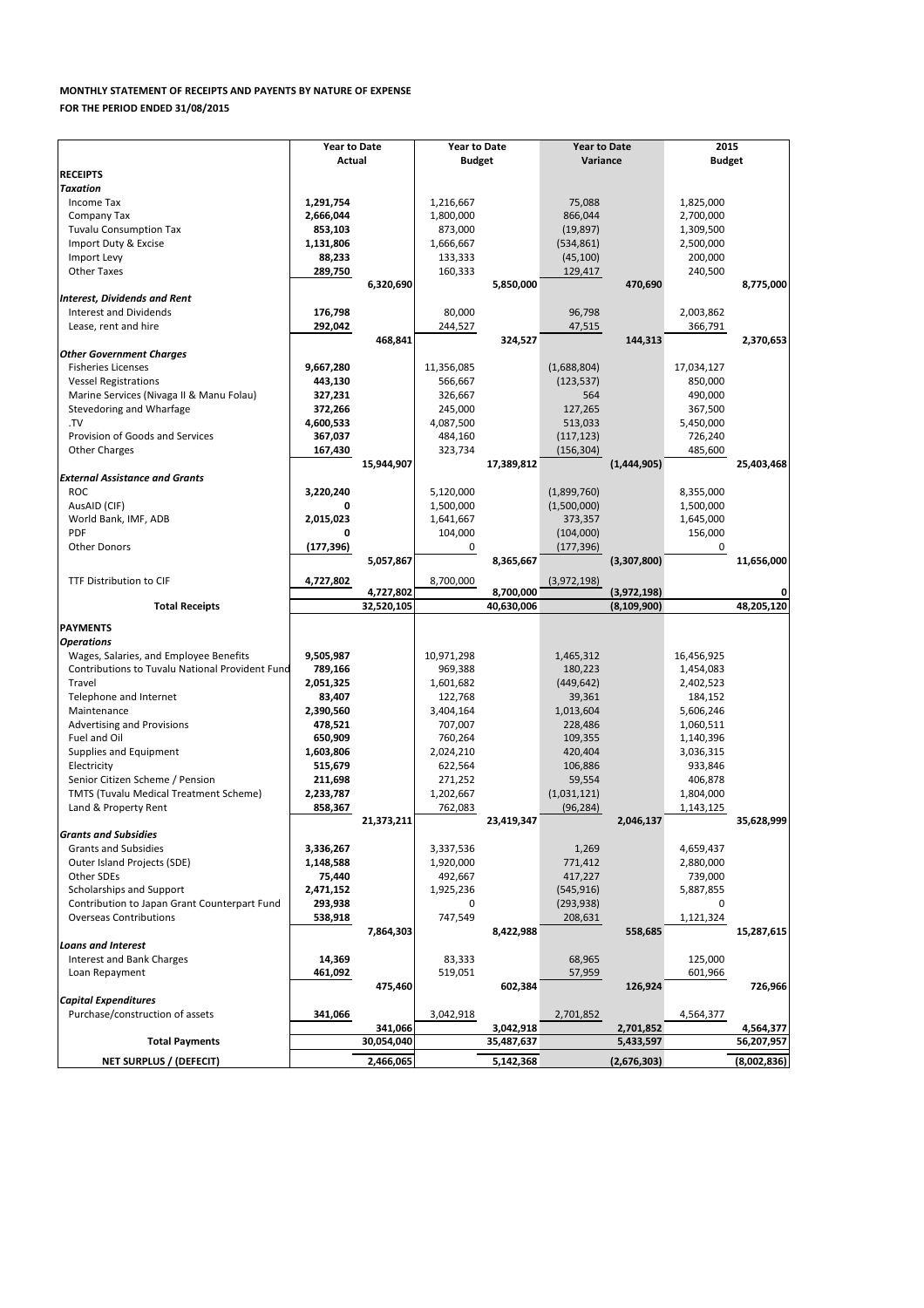**MONTHLY STATEMENT OF RECEIPTS AND PAYENTS BY NATURE OF EXPENSE**

**FOR THE PERIOD ENDED 31/08/2015**

| | Year to Date Actual | | Year to Date Budget | | Year to Date Variance | | 2015 Budget | |
|---|---|---|---|---|---|---|---|---|
| **RECEIPTS** | | | | | | | | |
| ***Taxation*** | | | | | | | | |
| Income Tax | **1,291,754** | | 1,216,667 | | 75,088 | | 1,825,000 | |
| Company Tax | **2,666,044** | | 1,800,000 | | 866,044 | | 2,700,000 | |
| Tuvalu Consumption Tax | **853,103** | | 873,000 | | (19,897) | | 1,309,500 | |
| Import Duty & Excise | **1,131,806** | | 1,666,667 | | (534,861) | | 2,500,000 | |
| Import Levy | **88,233** | | 133,333 | | (45,100) | | 200,000 | |
| Other Taxes | **289,750** | | 160,333 | | 129,417 | | 240,500 | |
| | | **6,320,690** | | **5,850,000** | | **470,690** | | **8,775,000** |
| ***Interest, Dividends and Rent*** | | | | | | | | |
| Interest and Dividends | **176,798** | | 80,000 | | 96,798 | | 2,003,862 | |
| Lease, rent and hire | **292,042** | | 244,527 | | 47,515 | | 366,791 | |
| | | **468,841** | | **324,527** | | **144,313** | | **2,370,653** |
| ***Other Government Charges*** | | | | | | | | |
| Fisheries Licenses | **9,667,280** | | 11,356,085 | | (1,688,804) | | 17,034,127 | |
| Vessel Registrations | **443,130** | | 566,667 | | (123,537) | | 850,000 | |
| Marine Services (Nivaga II & Manu Folau) | **327,231** | | 326,667 | | 564 | | 490,000 | |
| Stevedoring and Wharfage | **372,266** | | 245,000 | | 127,265 | | 367,500 | |
| .TV | **4,600,533** | | 4,087,500 | | 513,033 | | 5,450,000 | |
| Provision of Goods and Services | **367,037** | | 484,160 | | (117,123) | | 726,240 | |
| Other Charges | **167,430** | | 323,734 | | (156,304) | | 485,600 | |
| | | **15,944,907** | | **17,389,812** | | **(1,444,905)** | | **25,403,468** |
| ***External Assistance and Grants*** | | | | | | | | |
| ROC | **3,220,240** | | 5,120,000 | | (1,899,760) | | 8,355,000 | |
| AusAID (CIF) | **0** | | 1,500,000 | | (1,500,000) | | 1,500,000 | |
| World Bank, IMF, ADB | **2,015,023** | | 1,641,667 | | 373,357 | | 1,645,000 | |
| PDF | **0** | | 104,000 | | (104,000) | | 156,000 | |
| Other Donors | **(177,396)** | | 0 | | (177,396) | | 0 | |
| | | **5,057,867** | | **8,365,667** | | **(3,307,800)** | | **11,656,000** |
| TTF Distribution to CIF | **4,727,802** | | 8,700,000 | | (3,972,198) | | | |
| | | **4,727,802** | | **8,700,000** | | **(3,972,198)** | | **0** |
| **Total Receipts** | | **32,520,105** | | **40,630,006** | | **(8,109,900)** | | **48,205,120** |
| **PAYMENTS** | | | | | | | | |
| ***Operations*** | | | | | | | | |
| Wages, Salaries, and Employee Benefits | **9,505,987** | | 10,971,298 | | 1,465,312 | | 16,456,925 | |
| Contributions to Tuvalu National Provident Fund | **789,166** | | 969,388 | | 180,223 | | 1,454,083 | |
| Travel | **2,051,325** | | 1,601,682 | | (449,642) | | 2,402,523 | |
| Telephone and Internet | **83,407** | | 122,768 | | 39,361 | | 184,152 | |
| Maintenance | **2,390,560** | | 3,404,164 | | 1,013,604 | | 5,606,246 | |
| Advertising and Provisions | **478,521** | | 707,007 | | 228,486 | | 1,060,511 | |
| Fuel and Oil | **650,909** | | 760,264 | | 109,355 | | 1,140,396 | |
| Supplies and Equipment | **1,603,806** | | 2,024,210 | | 420,404 | | 3,036,315 | |
| Electricity | **515,679** | | 622,564 | | 106,886 | | 933,846 | |
| Senior Citizen Scheme / Pension | **211,698** | | 271,252 | | 59,554 | | 406,878 | |
| TMTS (Tuvalu Medical Treatment Scheme) | **2,233,787** | | 1,202,667 | | (1,031,121) | | 1,804,000 | |
| Land & Property Rent | **858,367** | | 762,083 | | (96,284) | | 1,143,125 | |
| | | **21,373,211** | | **23,419,347** | | **2,046,137** | | **35,628,999** |
| ***Grants and Subsidies*** | | | | | | | | |
| Grants and Subsidies | **3,336,267** | | 3,337,536 | | 1,269 | | 4,659,437 | |
| Outer Island Projects (SDE) | **1,148,588** | | 1,920,000 | | 771,412 | | 2,880,000 | |
| Other SDEs | **75,440** | | 492,667 | | 417,227 | | 739,000 | |
| Scholarships and Support | **2,471,152** | | 1,925,236 | | (545,916) | | 5,887,855 | |
| Contribution to Japan Grant Counterpart Fund | **293,938** | | 0 | | (293,938) | | 0 | |
| Overseas Contributions | **538,918** | | 747,549 | | 208,631 | | 1,121,324 | |
| | | **7,864,303** | | **8,422,988** | | **558,685** | | **15,287,615** |
| ***Loans and Interest*** | | | | | | | | |
| Interest and Bank Charges | **14,369** | | 83,333 | | 68,965 | | 125,000 | |
| Loan Repayment | **461,092** | | 519,051 | | 57,959 | | 601,966 | |
| | | **475,460** | | **602,384** | | **126,924** | | **726,966** |
| ***Capital Expenditures*** | | | | | | | | |
| Purchase/construction of assets | **341,066** | | 3,042,918 | | 2,701,852 | | 4,564,377 | |
| | | **341,066** | | **3,042,918** | | **2,701,852** | | **4,564,377** |
| **Total Payments** | | **30,054,040** | | **35,487,637** | | **5,433,597** | | **56,207,957** |
| **NET SURPLUS / (DEFECIT)** | | **2,466,065** | | **5,142,368** | | **(2,676,303)** | | **(8,002,836)** |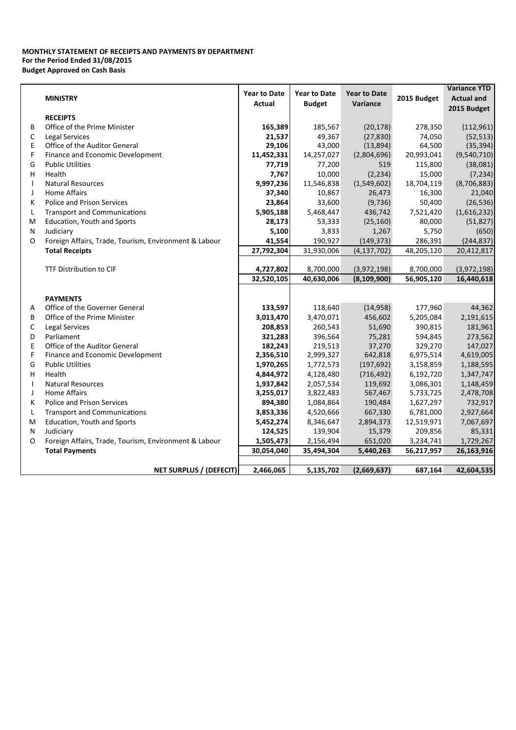**MONTHLY STATEMENT OF RECEIPTS AND PAYMENTS BY DEPARTMENT**
**For the Period Ended 31/08/2015**
**Budget Approved on Cash Basis**

| | MINISTRY | Year to Date Actual | Year to Date Budget | Year to Date Variance | 2015 Budget | Variance YTD Actual and 2015 Budget |
|---|---|---|---|---|---|---|
| | **RECEIPTS** | | | | | |
| B | Office of the Prime Minister | **165,389** | 185,567 | (20,178) | 278,350 | (112,961) |
| C | Legal Services | **21,537** | 49,367 | (27,830) | 74,050 | (52,513) |
| E | Office of the Auditor General | **29,106** | 43,000 | (13,894) | 64,500 | (35,394) |
| F | Finance and Economic Development | **11,452,331** | 14,257,027 | (2,804,696) | 20,993,041 | (9,540,710) |
| G | Public Utilities | **77,719** | 77,200 | 519 | 115,800 | (38,081) |
| H | Health | **7,767** | 10,000 | (2,234) | 15,000 | (7,234) |
| I | Natural Resources | **9,997,236** | 11,546,838 | (1,549,602) | 18,704,119 | (8,706,883) |
| J | Home Affairs | **37,340** | 10,867 | 26,473 | 16,300 | 21,040 |
| K | Police and Prison Services | **23,864** | 33,600 | (9,736) | 50,400 | (26,536) |
| L | Transport and Communications | **5,905,188** | 5,468,447 | 436,742 | 7,521,420 | (1,616,232) |
| M | Education, Youth and Sports | **28,173** | 53,333 | (25,160) | 80,000 | (51,827) |
| N | Judiciary | **5,100** | 3,833 | 1,267 | 5,750 | (650) |
| O | Foreign Affairs, Trade, Tourism, Environment & Labour | **41,554** | 190,927 | (149,373) | 286,391 | (244,837) |
| | **Total Receipts** | **27,792,304** | 31,930,006 | (4,137,702) | 48,205,120 | 20,412,817 |
| | | | | | | |
| | TTF Distribution to CIF | **4,727,802** | 8,700,000 | (3,972,198) | 8,700,000 | (3,972,198) |
| | | **32,520,105** | **40,630,006** | **(8,109,900)** | **56,905,120** | **16,440,618** |
| | | | | | | |
| | **PAYMENTS** | | | | | |
| A | Office of the Governer General | **133,597** | 118,640 | (14,958) | 177,960 | 44,362 |
| B | Office of the Prime Minister | **3,013,470** | 3,470,071 | 456,602 | 5,205,084 | 2,191,615 |
| C | Legal Services | **208,853** | 260,543 | 51,690 | 390,815 | 181,961 |
| D | Parliament | **321,283** | 396,564 | 75,281 | 594,845 | 273,562 |
| E | Office of the Auditor General | **182,243** | 219,513 | 37,270 | 329,270 | 147,027 |
| F | Finance and Economic Development | **2,356,510** | 2,999,327 | 642,818 | 6,975,514 | 4,619,005 |
| G | Public Utilities | **1,970,265** | 1,772,573 | (197,692) | 3,158,859 | 1,188,595 |
| H | Health | **4,844,972** | 4,128,480 | (716,492) | 6,192,720 | 1,347,747 |
| I | Natural Resources | **1,937,842** | 2,057,534 | 119,692 | 3,086,301 | 1,148,459 |
| J | Home Affairs | **3,255,017** | 3,822,483 | 567,467 | 5,733,725 | 2,478,708 |
| K | Police and Prison Services | **894,380** | 1,084,864 | 190,484 | 1,627,297 | 732,917 |
| L | Transport and Communications | **3,853,336** | 4,520,666 | 667,330 | 6,781,000 | 2,927,664 |
| M | Education, Youth and Sports | **5,452,274** | 8,346,647 | 2,894,373 | 12,519,971 | 7,067,697 |
| N | Judiciary | **124,525** | 139,904 | 15,379 | 209,856 | 85,331 |
| O | Foreign Affairs, Trade, Tourism, Environment & Labour | **1,505,473** | 2,156,494 | 651,020 | 3,234,741 | 1,729,267 |
| | **Total Payments** | **30,054,040** | **35,494,304** | **5,440,263** | **56,217,957** | **26,163,916** |
| | | | | | | |
| | **NET SURPLUS / (DEFECIT)** | **2,466,065** | **5,135,702** | **(2,669,637)** | **687,164** | **42,604,535** |